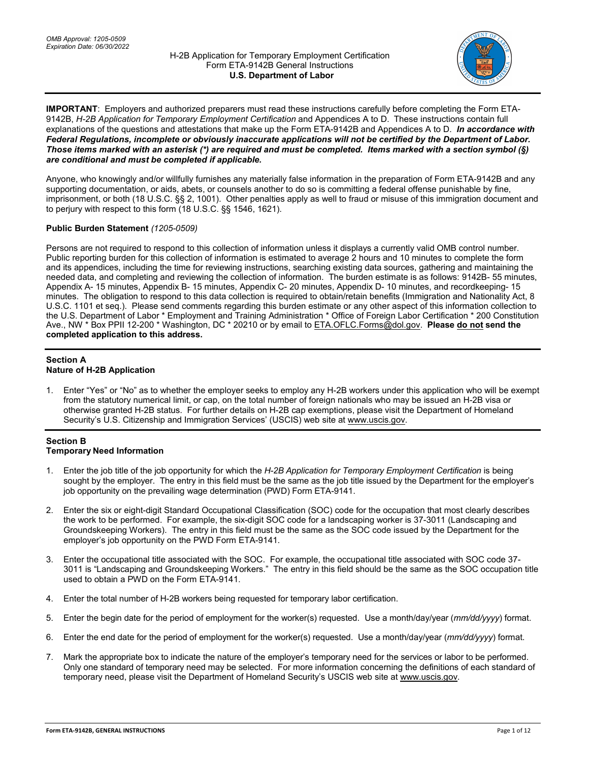*OMB Approval: 1205-0509*
*Expiration Date: 06/30/2022*

H-2B Application for Temporary Employment Certification
Form ETA-9142B General Instructions
**U.S. Department of Labor**

**IMPORTANT**: Employers and authorized preparers must read these instructions carefully before completing the Form ETA-9142B, *H-2B Application for Temporary Employment Certification* and Appendices A to D. These instructions contain full explanations of the questions and attestations that make up the Form ETA-9142B and Appendices A to D. ***In accordance with Federal Regulations, incomplete or obviously inaccurate applications will not be certified by the Department of Labor. Those items marked with an asterisk (*) are required and must be completed. Items marked with a section symbol (§) are conditional and must be completed if applicable.***

Anyone, who knowingly and/or willfully furnishes any materially false information in the preparation of Form ETA-9142B and any supporting documentation, or aids, abets, or counsels another to do so is committing a federal offense punishable by fine, imprisonment, or both (18 U.S.C. §§ 2, 1001). Other penalties apply as well to fraud or misuse of this immigration document and to perjury with respect to this form (18 U.S.C. §§ 1546, 1621).

**Public Burden Statement** *(1205-0509)*

Persons are not required to respond to this collection of information unless it displays a currently valid OMB control number. Public reporting burden for this collection of information is estimated to average 2 hours and 10 minutes to complete the form and its appendices, including the time for reviewing instructions, searching existing data sources, gathering and maintaining the needed data, and completing and reviewing the collection of information. The burden estimate is as follows: 9142B- 55 minutes, Appendix A- 15 minutes, Appendix B- 15 minutes, Appendix C- 20 minutes, Appendix D- 10 minutes, and recordkeeping- 15 minutes. The obligation to respond to this data collection is required to obtain/retain benefits (Immigration and Nationality Act, 8 U.S.C. 1101 et seq.). Please send comments regarding this burden estimate or any other aspect of this information collection to the U.S. Department of Labor * Employment and Training Administration * Office of Foreign Labor Certification * 200 Constitution Ave., NW * Box PPII 12-200 * Washington, DC * 20210 or by email to ETA.OFLC.Forms@dol.gov. **Please do not send the completed application to this address.**

## Section A
## Nature of H-2B Application

1. Enter "Yes" or "No" as to whether the employer seeks to employ any H-2B workers under this application who will be exempt from the statutory numerical limit, or cap, on the total number of foreign nationals who may be issued an H-2B visa or otherwise granted H-2B status. For further details on H-2B cap exemptions, please visit the Department of Homeland Security's U.S. Citizenship and Immigration Services' (USCIS) web site at www.uscis.gov.

## Section B
## Temporary Need Information

1. Enter the job title of the job opportunity for which the *H-2B Application for Temporary Employment Certification* is being sought by the employer. The entry in this field must be the same as the job title issued by the Department for the employer's job opportunity on the prevailing wage determination (PWD) Form ETA-9141.
2. Enter the six or eight-digit Standard Occupational Classification (SOC) code for the occupation that most clearly describes the work to be performed. For example, the six-digit SOC code for a landscaping worker is 37-3011 (Landscaping and Groundskeeping Workers). The entry in this field must be the same as the SOC code issued by the Department for the employer's job opportunity on the PWD Form ETA-9141.
3. Enter the occupational title associated with the SOC. For example, the occupational title associated with SOC code 37-3011 is "Landscaping and Groundskeeping Workers." The entry in this field should be the same as the SOC occupation title used to obtain a PWD on the Form ETA-9141.
4. Enter the total number of H-2B workers being requested for temporary labor certification.
5. Enter the begin date for the period of employment for the worker(s) requested. Use a month/day/year (*mm/dd/yyyy*) format.
6. Enter the end date for the period of employment for the worker(s) requested. Use a month/day/year (*mm/dd/yyyy*) format.
7. Mark the appropriate box to indicate the nature of the employer's temporary need for the services or labor to be performed. Only one standard of temporary need may be selected. For more information concerning the definitions of each standard of temporary need, please visit the Department of Homeland Security's USCIS web site at www.uscis.gov.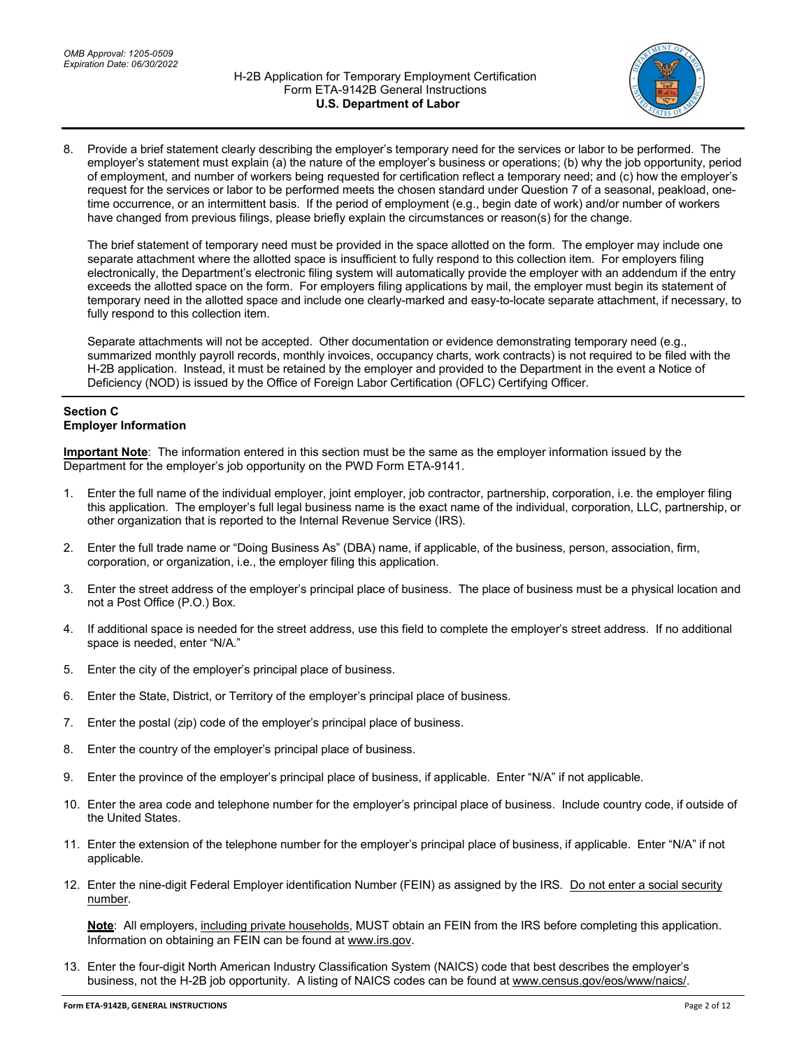8. Provide a brief statement clearly describing the employer's temporary need for the services or labor to be performed. The employer's statement must explain (a) the nature of the employer's business or operations; (b) why the job opportunity, period of employment, and number of workers being requested for certification reflect a temporary need; and (c) how the employer's request for the services or labor to be performed meets the chosen standard under Question 7 of a seasonal, peakload, one-time occurrence, or an intermittent basis. If the period of employment (e.g., begin date of work) and/or number of workers have changed from previous filings, please briefly explain the circumstances or reason(s) for the change.

   The brief statement of temporary need must be provided in the space allotted on the form. The employer may include one separate attachment where the allotted space is insufficient to fully respond to this collection item. For employers filing electronically, the Department's electronic filing system will automatically provide the employer with an addendum if the entry exceeds the allotted space on the form. For employers filing applications by mail, the employer must begin its statement of temporary need in the allotted space and include one clearly-marked and easy-to-locate separate attachment, if necessary, to fully respond to this collection item.

   Separate attachments will not be accepted. Other documentation or evidence demonstrating temporary need (e.g., summarized monthly payroll records, monthly invoices, occupancy charts, work contracts) is not required to be filed with the H-2B application. Instead, it must be retained by the employer and provided to the Department in the event a Notice of Deficiency (NOD) is issued by the Office of Foreign Labor Certification (OFLC) Certifying Officer.

## Section C
## Employer Information

**Important Note**: The information entered in this section must be the same as the employer information issued by the Department for the employer's job opportunity on the PWD Form ETA-9141.

1. Enter the full name of the individual employer, joint employer, job contractor, partnership, corporation, i.e. the employer filing this application. The employer's full legal business name is the exact name of the individual, corporation, LLC, partnership, or other organization that is reported to the Internal Revenue Service (IRS).

2. Enter the full trade name or "Doing Business As" (DBA) name, if applicable, of the business, person, association, firm, corporation, or organization, i.e., the employer filing this application.

3. Enter the street address of the employer's principal place of business. The place of business must be a physical location and not a Post Office (P.O.) Box.

4. If additional space is needed for the street address, use this field to complete the employer's street address. If no additional space is needed, enter "N/A."

5. Enter the city of the employer's principal place of business.

6. Enter the State, District, or Territory of the employer's principal place of business.

7. Enter the postal (zip) code of the employer's principal place of business.

8. Enter the country of the employer's principal place of business.

9. Enter the province of the employer's principal place of business, if applicable. Enter "N/A" if not applicable.

10. Enter the area code and telephone number for the employer's principal place of business. Include country code, if outside of the United States.

11. Enter the extension of the telephone number for the employer's principal place of business, if applicable. Enter "N/A" if not applicable.

12. Enter the nine-digit Federal Employer identification Number (FEIN) as assigned by the IRS. Do not enter a social security number.

    **Note**: All employers, including private households, MUST obtain an FEIN from the IRS before completing this application. Information on obtaining an FEIN can be found at www.irs.gov.

13. Enter the four-digit North American Industry Classification System (NAICS) code that best describes the employer's business, not the H-2B job opportunity. A listing of NAICS codes can be found at www.census.gov/eos/www/naics/.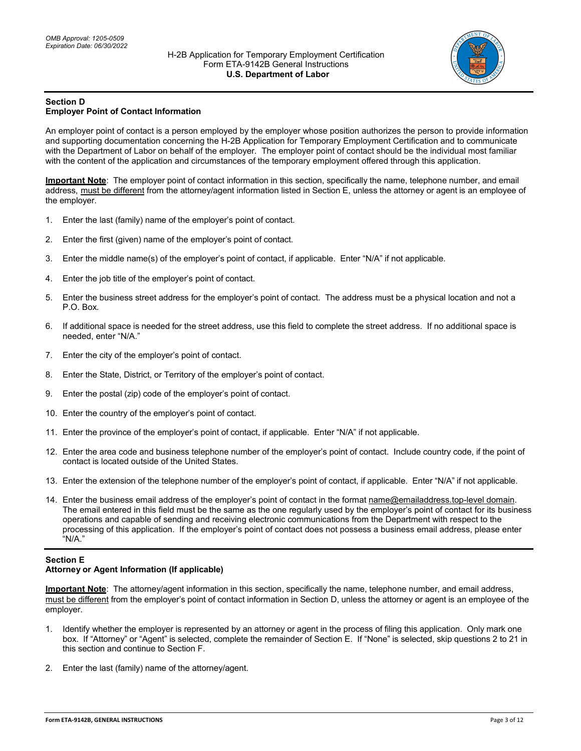## Section D
## Employer Point of Contact Information

An employer point of contact is a person employed by the employer whose position authorizes the person to provide information and supporting documentation concerning the H-2B Application for Temporary Employment Certification and to communicate with the Department of Labor on behalf of the employer. The employer point of contact should be the individual most familiar with the content of the application and circumstances of the temporary employment offered through this application.

**Important Note**: The employer point of contact information in this section, specifically the name, telephone number, and email address, must be different from the attorney/agent information listed in Section E, unless the attorney or agent is an employee of the employer.

1. Enter the last (family) name of the employer's point of contact.
2. Enter the first (given) name of the employer's point of contact.
3. Enter the middle name(s) of the employer's point of contact, if applicable. Enter "N/A" if not applicable.
4. Enter the job title of the employer's point of contact.
5. Enter the business street address for the employer's point of contact. The address must be a physical location and not a P.O. Box.
6. If additional space is needed for the street address, use this field to complete the street address. If no additional space is needed, enter "N/A."
7. Enter the city of the employer's point of contact.
8. Enter the State, District, or Territory of the employer's point of contact.
9. Enter the postal (zip) code of the employer's point of contact.
10. Enter the country of the employer's point of contact.
11. Enter the province of the employer's point of contact, if applicable. Enter "N/A" if not applicable.
12. Enter the area code and business telephone number of the employer's point of contact. Include country code, if the point of contact is located outside of the United States.
13. Enter the extension of the telephone number of the employer's point of contact, if applicable. Enter "N/A" if not applicable.
14. Enter the business email address of the employer's point of contact in the format name@emailaddress.top-level domain. The email entered in this field must be the same as the one regularly used by the employer's point of contact for its business operations and capable of sending and receiving electronic communications from the Department with respect to the processing of this application. If the employer's point of contact does not possess a business email address, please enter "N/A."

## Section E
## Attorney or Agent Information (If applicable)

**Important Note**: The attorney/agent information in this section, specifically the name, telephone number, and email address, must be different from the employer's point of contact information in Section D, unless the attorney or agent is an employee of the employer.

1. Identify whether the employer is represented by an attorney or agent in the process of filing this application. Only mark one box. If "Attorney" or "Agent" is selected, complete the remainder of Section E. If "None" is selected, skip questions 2 to 21 in this section and continue to Section F.
2. Enter the last (family) name of the attorney/agent.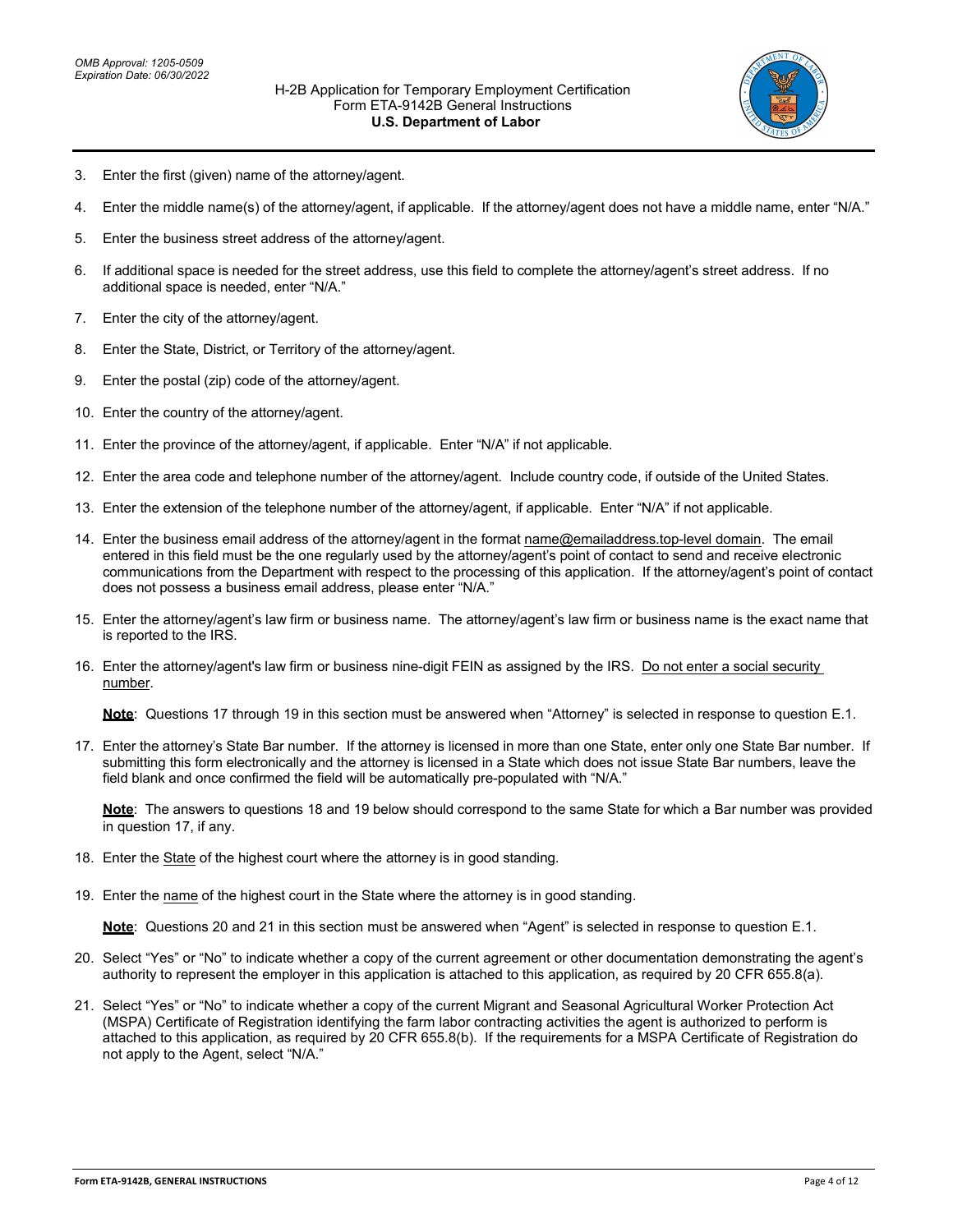3. Enter the first (given) name of the attorney/agent.
4. Enter the middle name(s) of the attorney/agent, if applicable. If the attorney/agent does not have a middle name, enter "N/A."
5. Enter the business street address of the attorney/agent.
6. If additional space is needed for the street address, use this field to complete the attorney/agent's street address. If no additional space is needed, enter "N/A."
7. Enter the city of the attorney/agent.
8. Enter the State, District, or Territory of the attorney/agent.
9. Enter the postal (zip) code of the attorney/agent.
10. Enter the country of the attorney/agent.
11. Enter the province of the attorney/agent, if applicable. Enter "N/A" if not applicable.
12. Enter the area code and telephone number of the attorney/agent. Include country code, if outside of the United States.
13. Enter the extension of the telephone number of the attorney/agent, if applicable. Enter "N/A" if not applicable.
14. Enter the business email address of the attorney/agent in the format name@emailaddress.top-level domain. The email entered in this field must be the one regularly used by the attorney/agent's point of contact to send and receive electronic communications from the Department with respect to the processing of this application. If the attorney/agent's point of contact does not possess a business email address, please enter "N/A."
15. Enter the attorney/agent's law firm or business name. The attorney/agent's law firm or business name is the exact name that is reported to the IRS.
16. Enter the attorney/agent's law firm or business nine-digit FEIN as assigned by the IRS. Do not enter a social security number.

    **Note**: Questions 17 through 19 in this section must be answered when "Attorney" is selected in response to question E.1.

17. Enter the attorney's State Bar number. If the attorney is licensed in more than one State, enter only one State Bar number. If submitting this form electronically and the attorney is licensed in a State which does not issue State Bar numbers, leave the field blank and once confirmed the field will be automatically pre-populated with "N/A."

    **Note**: The answers to questions 18 and 19 below should correspond to the same State for which a Bar number was provided in question 17, if any.

18. Enter the State of the highest court where the attorney is in good standing.
19. Enter the name of the highest court in the State where the attorney is in good standing.

    **Note**: Questions 20 and 21 in this section must be answered when "Agent" is selected in response to question E.1.

20. Select "Yes" or "No" to indicate whether a copy of the current agreement or other documentation demonstrating the agent's authority to represent the employer in this application is attached to this application, as required by 20 CFR 655.8(a).
21. Select "Yes" or "No" to indicate whether a copy of the current Migrant and Seasonal Agricultural Worker Protection Act (MSPA) Certificate of Registration identifying the farm labor contracting activities the agent is authorized to perform is attached to this application, as required by 20 CFR 655.8(b). If the requirements for a MSPA Certificate of Registration do not apply to the Agent, select "N/A."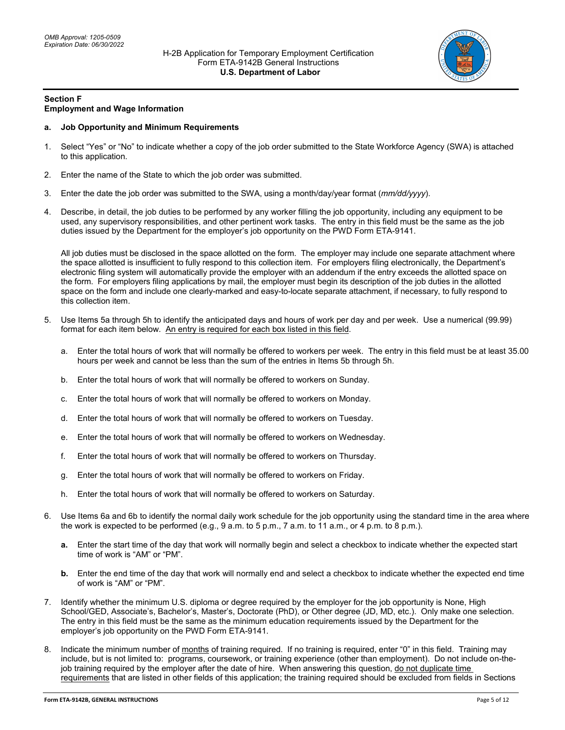**Section F**
**Employment and Wage Information**

**a. Job Opportunity and Minimum Requirements**

1. Select "Yes" or "No" to indicate whether a copy of the job order submitted to the State Workforce Agency (SWA) is attached to this application.

2. Enter the name of the State to which the job order was submitted.

3. Enter the date the job order was submitted to the SWA, using a month/day/year format (*mm/dd/yyyy*).

4. Describe, in detail, the job duties to be performed by any worker filling the job opportunity, including any equipment to be used, any supervisory responsibilities, and other pertinent work tasks. The entry in this field must be the same as the job duties issued by the Department for the employer's job opportunity on the PWD Form ETA-9141.

   All job duties must be disclosed in the space allotted on the form. The employer may include one separate attachment where the space allotted is insufficient to fully respond to this collection item. For employers filing electronically, the Department's electronic filing system will automatically provide the employer with an addendum if the entry exceeds the allotted space on the form. For employers filing applications by mail, the employer must begin its description of the job duties in the allotted space on the form and include one clearly-marked and easy-to-locate separate attachment, if necessary, to fully respond to this collection item.

5. Use Items 5a through 5h to identify the anticipated days and hours of work per day and per week. Use a numerical (99.99) format for each item below. <u>An entry is required for each box listed in this field</u>.

   a. Enter the total hours of work that will normally be offered to workers per week. The entry in this field must be at least 35.00 hours per week and cannot be less than the sum of the entries in Items 5b through 5h.

   b. Enter the total hours of work that will normally be offered to workers on Sunday.

   c. Enter the total hours of work that will normally be offered to workers on Monday.

   d. Enter the total hours of work that will normally be offered to workers on Tuesday.

   e. Enter the total hours of work that will normally be offered to workers on Wednesday.

   f. Enter the total hours of work that will normally be offered to workers on Thursday.

   g. Enter the total hours of work that will normally be offered to workers on Friday.

   h. Enter the total hours of work that will normally be offered to workers on Saturday.

6. Use Items 6a and 6b to identify the normal daily work schedule for the job opportunity using the standard time in the area where the work is expected to be performed (e.g., 9 a.m. to 5 p.m., 7 a.m. to 11 a.m., or 4 p.m. to 8 p.m.).

   **a.** Enter the start time of the day that work will normally begin and select a checkbox to indicate whether the expected start time of work is "AM" or "PM".

   **b.** Enter the end time of the day that work will normally end and select a checkbox to indicate whether the expected end time of work is "AM" or "PM".

7. Identify whether the minimum U.S. diploma or degree required by the employer for the job opportunity is None, High School/GED, Associate's, Bachelor's, Master's, Doctorate (PhD), or Other degree (JD, MD, etc.). Only make one selection. The entry in this field must be the same as the minimum education requirements issued by the Department for the employer's job opportunity on the PWD Form ETA-9141.

8. Indicate the minimum number of <u>months</u> of training required. If no training is required, enter "0" in this field. Training may include, but is not limited to: programs, coursework, or training experience (other than employment). Do not include on-the-job training required by the employer after the date of hire. When answering this question, <u>do not duplicate time requirements</u> that are listed in other fields of this application; the training required should be excluded from fields in Sections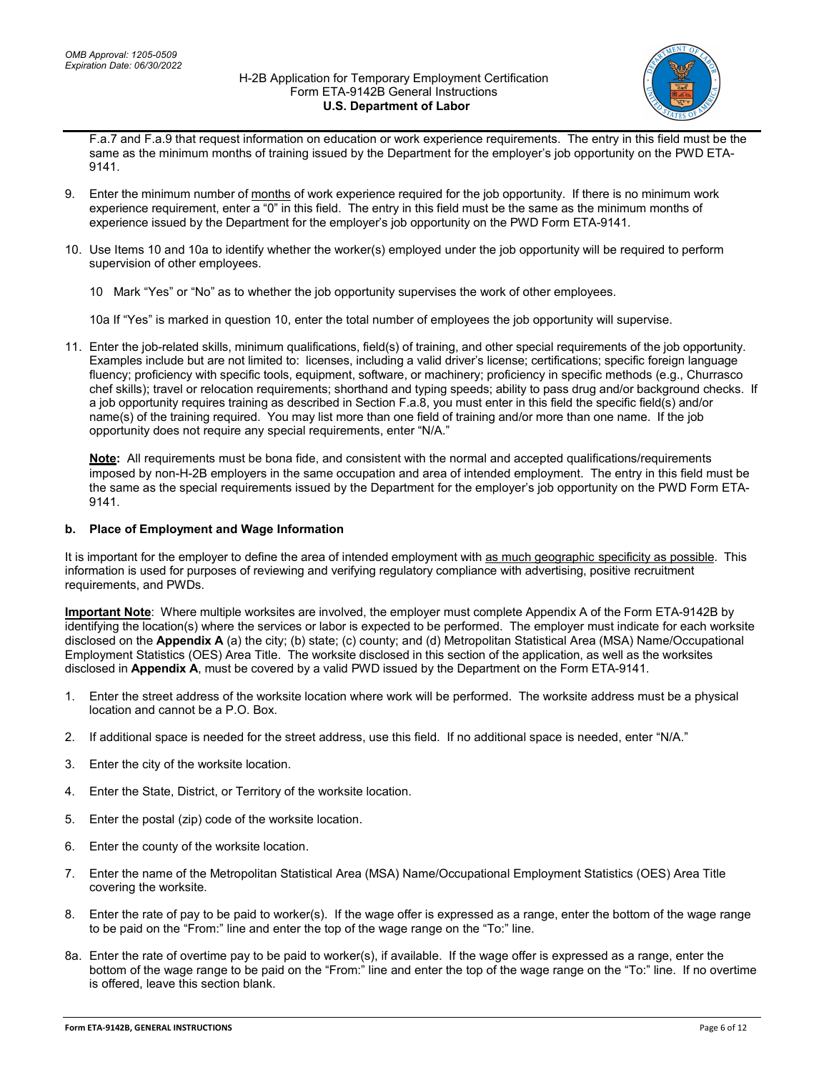F.a.7 and F.a.9 that request information on education or work experience requirements. The entry in this field must be the same as the minimum months of training issued by the Department for the employer's job opportunity on the PWD ETA-9141.

9. Enter the minimum number of months of work experience required for the job opportunity. If there is no minimum work experience requirement, enter a "0" in this field. The entry in this field must be the same as the minimum months of experience issued by the Department for the employer's job opportunity on the PWD Form ETA-9141.

10. Use Items 10 and 10a to identify whether the worker(s) employed under the job opportunity will be required to perform supervision of other employees.

    10 Mark "Yes" or "No" as to whether the job opportunity supervises the work of other employees.

    10a If "Yes" is marked in question 10, enter the total number of employees the job opportunity will supervise.

11. Enter the job-related skills, minimum qualifications, field(s) of training, and other special requirements of the job opportunity. Examples include but are not limited to: licenses, including a valid driver's license; certifications; specific foreign language fluency; proficiency with specific tools, equipment, software, or machinery; proficiency in specific methods (e.g., Churrasco chef skills); travel or relocation requirements; shorthand and typing speeds; ability to pass drug and/or background checks. If a job opportunity requires training as described in Section F.a.8, you must enter in this field the specific field(s) and/or name(s) of the training required. You may list more than one field of training and/or more than one name. If the job opportunity does not require any special requirements, enter "N/A."

    **Note:** All requirements must be bona fide, and consistent with the normal and accepted qualifications/requirements imposed by non-H-2B employers in the same occupation and area of intended employment. The entry in this field must be the same as the special requirements issued by the Department for the employer's job opportunity on the PWD Form ETA-9141.

### b. Place of Employment and Wage Information

It is important for the employer to define the area of intended employment with as much geographic specificity as possible. This information is used for purposes of reviewing and verifying regulatory compliance with advertising, positive recruitment requirements, and PWDs.

**Important Note**: Where multiple worksites are involved, the employer must complete Appendix A of the Form ETA-9142B by identifying the location(s) where the services or labor is expected to be performed. The employer must indicate for each worksite disclosed on the **Appendix A** (a) the city; (b) state; (c) county; and (d) Metropolitan Statistical Area (MSA) Name/Occupational Employment Statistics (OES) Area Title. The worksite disclosed in this section of the application, as well as the worksites disclosed in **Appendix A**, must be covered by a valid PWD issued by the Department on the Form ETA-9141.

1. Enter the street address of the worksite location where work will be performed. The worksite address must be a physical location and cannot be a P.O. Box.

2. If additional space is needed for the street address, use this field. If no additional space is needed, enter "N/A."

3. Enter the city of the worksite location.

4. Enter the State, District, or Territory of the worksite location.

5. Enter the postal (zip) code of the worksite location.

6. Enter the county of the worksite location.

7. Enter the name of the Metropolitan Statistical Area (MSA) Name/Occupational Employment Statistics (OES) Area Title covering the worksite.

8. Enter the rate of pay to be paid to worker(s). If the wage offer is expressed as a range, enter the bottom of the wage range to be paid on the "From:" line and enter the top of the wage range on the "To:" line.

8a. Enter the rate of overtime pay to be paid to worker(s), if available. If the wage offer is expressed as a range, enter the bottom of the wage range to be paid on the "From:" line and enter the top of the wage range on the "To:" line. If no overtime is offered, leave this section blank.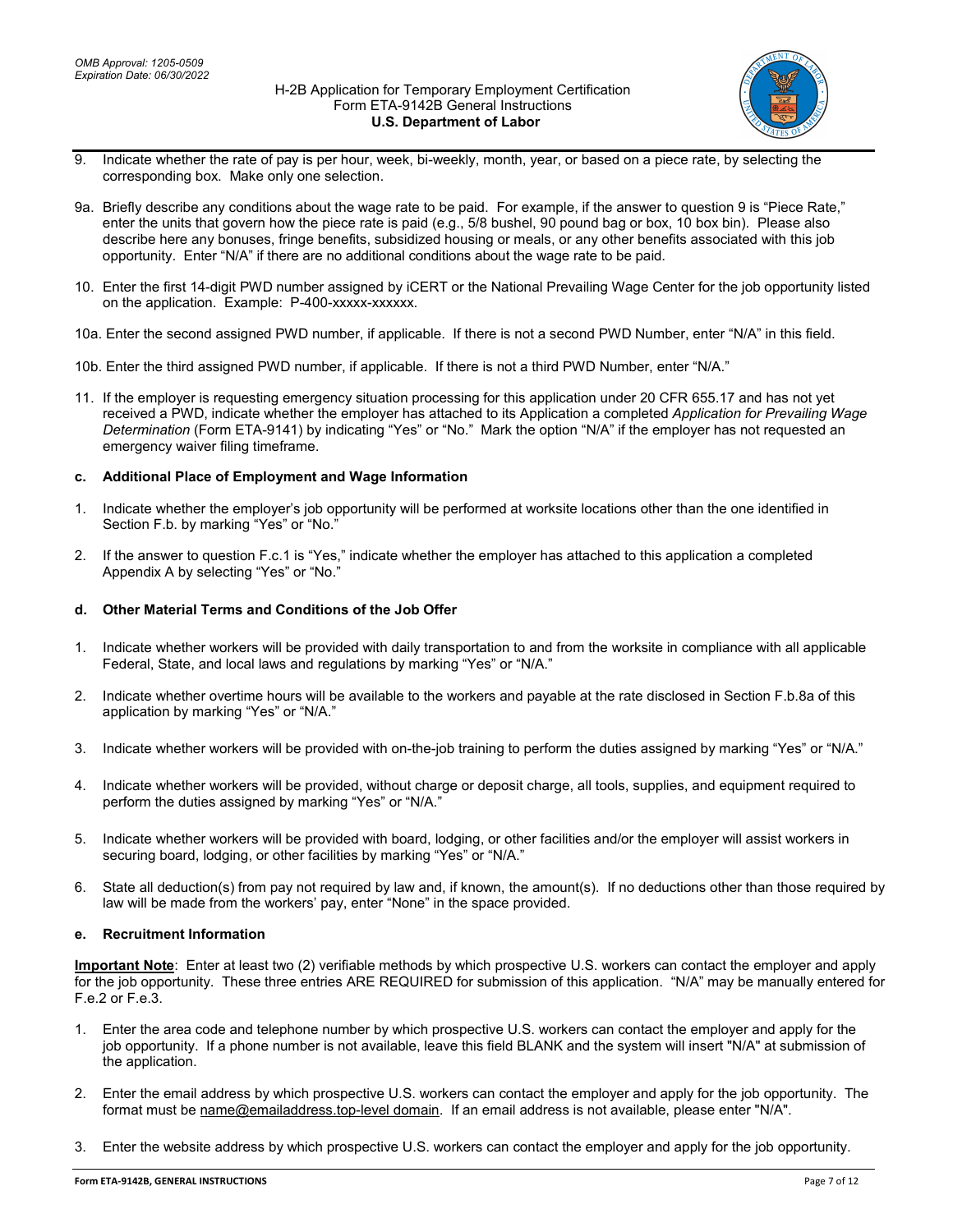9. Indicate whether the rate of pay is per hour, week, bi-weekly, month, year, or based on a piece rate, by selecting the corresponding box. Make only one selection.

9a. Briefly describe any conditions about the wage rate to be paid. For example, if the answer to question 9 is "Piece Rate," enter the units that govern how the piece rate is paid (e.g., 5/8 bushel, 90 pound bag or box, 10 box bin). Please also describe here any bonuses, fringe benefits, subsidized housing or meals, or any other benefits associated with this job opportunity. Enter "N/A" if there are no additional conditions about the wage rate to be paid.

10. Enter the first 14-digit PWD number assigned by iCERT or the National Prevailing Wage Center for the job opportunity listed on the application. Example: P-400-xxxxx-xxxxxx.

10a. Enter the second assigned PWD number, if applicable. If there is not a second PWD Number, enter "N/A" in this field.

10b. Enter the third assigned PWD number, if applicable. If there is not a third PWD Number, enter "N/A."

11. If the employer is requesting emergency situation processing for this application under 20 CFR 655.17 and has not yet received a PWD, indicate whether the employer has attached to its Application a completed *Application for Prevailing Wage Determination* (Form ETA-9141) by indicating "Yes" or "No." Mark the option "N/A" if the employer has not requested an emergency waiver filing timeframe.

#### c. Additional Place of Employment and Wage Information

1. Indicate whether the employer's job opportunity will be performed at worksite locations other than the one identified in Section F.b. by marking "Yes" or "No."

2. If the answer to question F.c.1 is "Yes," indicate whether the employer has attached to this application a completed Appendix A by selecting "Yes" or "No."

#### d. Other Material Terms and Conditions of the Job Offer

1. Indicate whether workers will be provided with daily transportation to and from the worksite in compliance with all applicable Federal, State, and local laws and regulations by marking "Yes" or "N/A."

2. Indicate whether overtime hours will be available to the workers and payable at the rate disclosed in Section F.b.8a of this application by marking "Yes" or "N/A."

3. Indicate whether workers will be provided with on-the-job training to perform the duties assigned by marking "Yes" or "N/A."

4. Indicate whether workers will be provided, without charge or deposit charge, all tools, supplies, and equipment required to perform the duties assigned by marking "Yes" or "N/A."

5. Indicate whether workers will be provided with board, lodging, or other facilities and/or the employer will assist workers in securing board, lodging, or other facilities by marking "Yes" or "N/A."

6. State all deduction(s) from pay not required by law and, if known, the amount(s). If no deductions other than those required by law will be made from the workers' pay, enter "None" in the space provided.

#### e. Recruitment Information

**Important Note**: Enter at least two (2) verifiable methods by which prospective U.S. workers can contact the employer and apply for the job opportunity. These three entries ARE REQUIRED for submission of this application. "N/A" may be manually entered for F.e.2 or F.e.3.

1. Enter the area code and telephone number by which prospective U.S. workers can contact the employer and apply for the job opportunity. If a phone number is not available, leave this field BLANK and the system will insert "N/A" at submission of the application.

2. Enter the email address by which prospective U.S. workers can contact the employer and apply for the job opportunity. The format must be name@emailaddress.top-level domain. If an email address is not available, please enter "N/A".

3. Enter the website address by which prospective U.S. workers can contact the employer and apply for the job opportunity.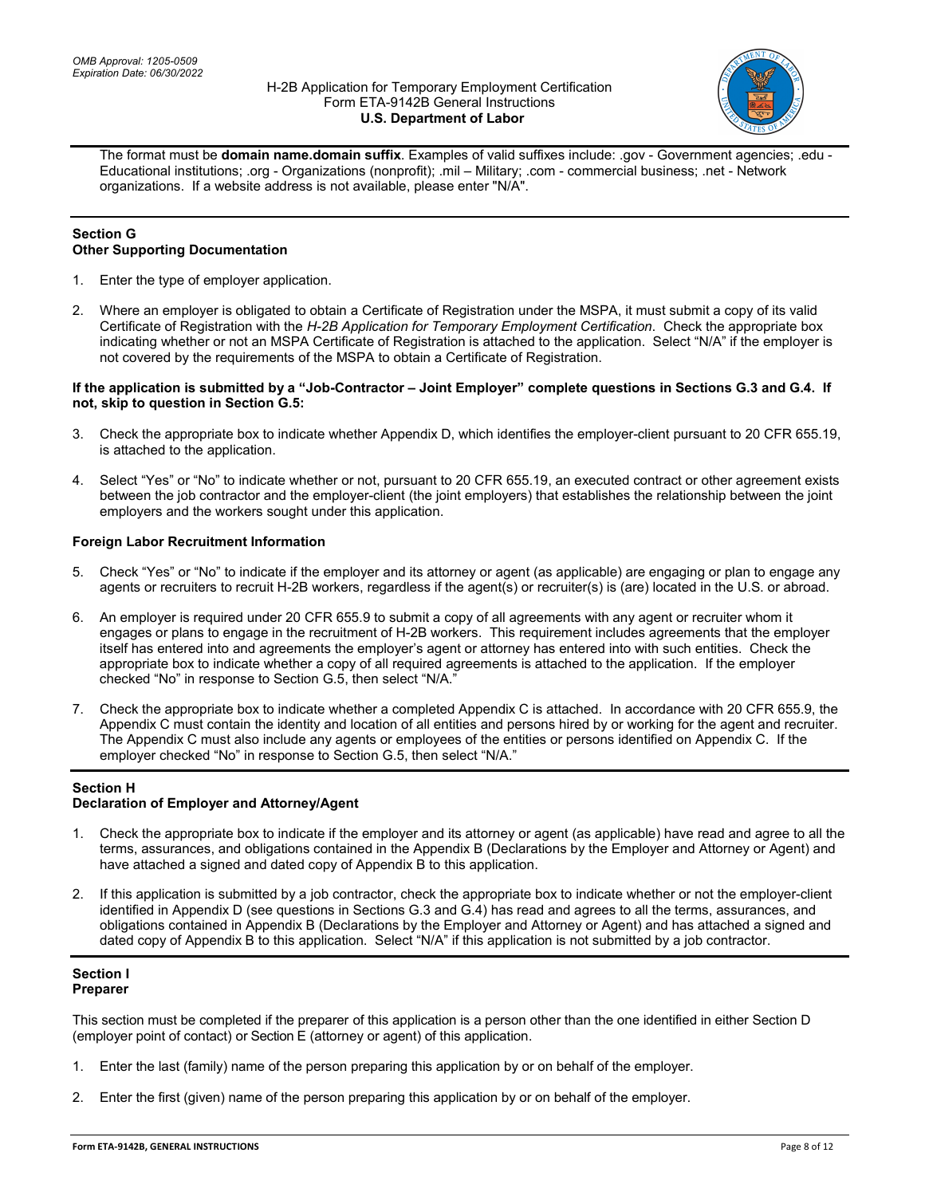The format must be **domain name.domain suffix**. Examples of valid suffixes include: .gov - Government agencies; .edu - Educational institutions; .org - Organizations (nonprofit); .mil – Military; .com - commercial business; .net - Network organizations. If a website address is not available, please enter "N/A".

## Section G
## Other Supporting Documentation

1. Enter the type of employer application.

2. Where an employer is obligated to obtain a Certificate of Registration under the MSPA, it must submit a copy of its valid Certificate of Registration with the *H-2B Application for Temporary Employment Certification*. Check the appropriate box indicating whether or not an MSPA Certificate of Registration is attached to the application. Select "N/A" if the employer is not covered by the requirements of the MSPA to obtain a Certificate of Registration.

**If the application is submitted by a "Job-Contractor – Joint Employer" complete questions in Sections G.3 and G.4. If not, skip to question in Section G.5:**

3. Check the appropriate box to indicate whether Appendix D, which identifies the employer-client pursuant to 20 CFR 655.19, is attached to the application.

4. Select "Yes" or "No" to indicate whether or not, pursuant to 20 CFR 655.19, an executed contract or other agreement exists between the job contractor and the employer-client (the joint employers) that establishes the relationship between the joint employers and the workers sought under this application.

**Foreign Labor Recruitment Information**

5. Check "Yes" or "No" to indicate if the employer and its attorney or agent (as applicable) are engaging or plan to engage any agents or recruiters to recruit H-2B workers, regardless if the agent(s) or recruiter(s) is (are) located in the U.S. or abroad.

6. An employer is required under 20 CFR 655.9 to submit a copy of all agreements with any agent or recruiter whom it engages or plans to engage in the recruitment of H-2B workers. This requirement includes agreements that the employer itself has entered into and agreements the employer's agent or attorney has entered into with such entities. Check the appropriate box to indicate whether a copy of all required agreements is attached to the application. If the employer checked "No" in response to Section G.5, then select "N/A."

7. Check the appropriate box to indicate whether a completed Appendix C is attached. In accordance with 20 CFR 655.9, the Appendix C must contain the identity and location of all entities and persons hired by or working for the agent and recruiter. The Appendix C must also include any agents or employees of the entities or persons identified on Appendix C. If the employer checked "No" in response to Section G.5, then select "N/A."

## Section H
## Declaration of Employer and Attorney/Agent

1. Check the appropriate box to indicate if the employer and its attorney or agent (as applicable) have read and agree to all the terms, assurances, and obligations contained in the Appendix B (Declarations by the Employer and Attorney or Agent) and have attached a signed and dated copy of Appendix B to this application.

2. If this application is submitted by a job contractor, check the appropriate box to indicate whether or not the employer-client identified in Appendix D (see questions in Sections G.3 and G.4) has read and agrees to all the terms, assurances, and obligations contained in Appendix B (Declarations by the Employer and Attorney or Agent) and has attached a signed and dated copy of Appendix B to this application. Select "N/A" if this application is not submitted by a job contractor.

## Section I
## Preparer

This section must be completed if the preparer of this application is a person other than the one identified in either Section D (employer point of contact) or Section E (attorney or agent) of this application.

1. Enter the last (family) name of the person preparing this application by or on behalf of the employer.

2. Enter the first (given) name of the person preparing this application by or on behalf of the employer.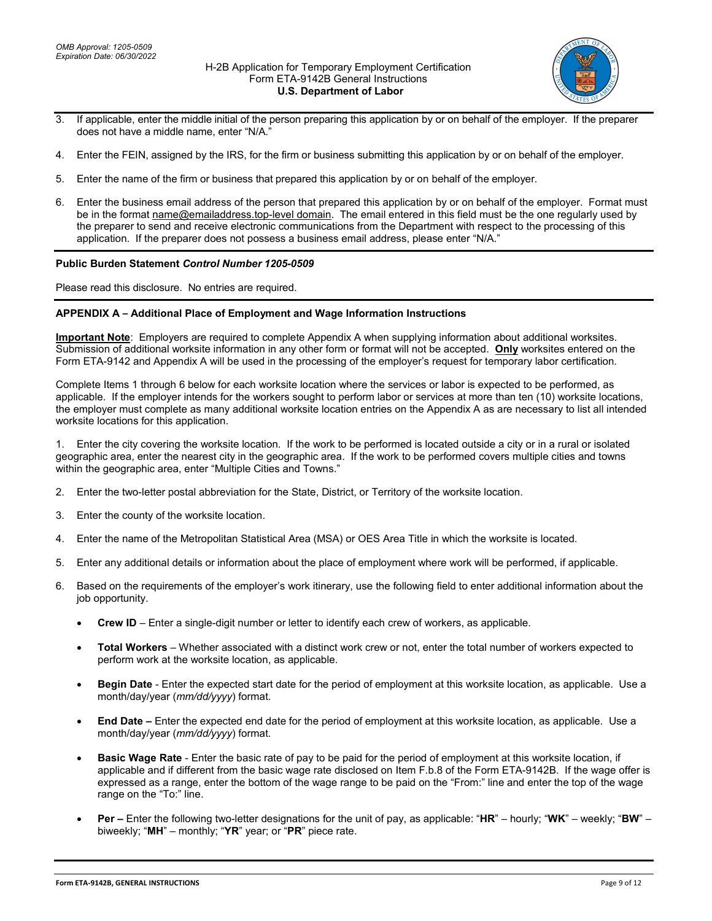3. If applicable, enter the middle initial of the person preparing this application by or on behalf of the employer. If the preparer does not have a middle name, enter "N/A."

4. Enter the FEIN, assigned by the IRS, for the firm or business submitting this application by or on behalf of the employer.

5. Enter the name of the firm or business that prepared this application by or on behalf of the employer.

6. Enter the business email address of the person that prepared this application by or on behalf of the employer. Format must be in the format name@emailaddress.top-level domain. The email entered in this field must be the one regularly used by the preparer to send and receive electronic communications from the Department with respect to the processing of this application. If the preparer does not possess a business email address, please enter "N/A."

**Public Burden Statement** ***Control Number 1205-0509***

Please read this disclosure. No entries are required.

**APPENDIX A – Additional Place of Employment and Wage Information Instructions**

**Important Note**: Employers are required to complete Appendix A when supplying information about additional worksites. Submission of additional worksite information in any other form or format will not be accepted. **Only** worksites entered on the Form ETA-9142 and Appendix A will be used in the processing of the employer's request for temporary labor certification.

Complete Items 1 through 6 below for each worksite location where the services or labor is expected to be performed, as applicable. If the employer intends for the workers sought to perform labor or services at more than ten (10) worksite locations, the employer must complete as many additional worksite location entries on the Appendix A as are necessary to list all intended worksite locations for this application.

1. Enter the city covering the worksite location. If the work to be performed is located outside a city or in a rural or isolated geographic area, enter the nearest city in the geographic area. If the work to be performed covers multiple cities and towns within the geographic area, enter "Multiple Cities and Towns."

2. Enter the two-letter postal abbreviation for the State, District, or Territory of the worksite location.

3. Enter the county of the worksite location.

4. Enter the name of the Metropolitan Statistical Area (MSA) or OES Area Title in which the worksite is located.

5. Enter any additional details or information about the place of employment where work will be performed, if applicable.

6. Based on the requirements of the employer's work itinerary, use the following field to enter additional information about the job opportunity.

   - **Crew ID** – Enter a single-digit number or letter to identify each crew of workers, as applicable.
   - **Total Workers** – Whether associated with a distinct work crew or not, enter the total number of workers expected to perform work at the worksite location, as applicable.
   - **Begin Date** - Enter the expected start date for the period of employment at this worksite location, as applicable. Use a month/day/year (*mm/dd/yyyy*) format.
   - **End Date –** Enter the expected end date for the period of employment at this worksite location, as applicable. Use a month/day/year (*mm/dd/yyyy*) format.
   - **Basic Wage Rate** - Enter the basic rate of pay to be paid for the period of employment at this worksite location, if applicable and if different from the basic wage rate disclosed on Item F.b.8 of the Form ETA-9142B. If the wage offer is expressed as a range, enter the bottom of the wage range to be paid on the "From:" line and enter the top of the wage range on the "To:" line.
   - **Per –** Enter the following two-letter designations for the unit of pay, as applicable: "**HR**" – hourly; "**WK**" – weekly; "**BW**" – biweekly; "**MH**" – monthly; "**YR**" year; or "**PR**" piece rate.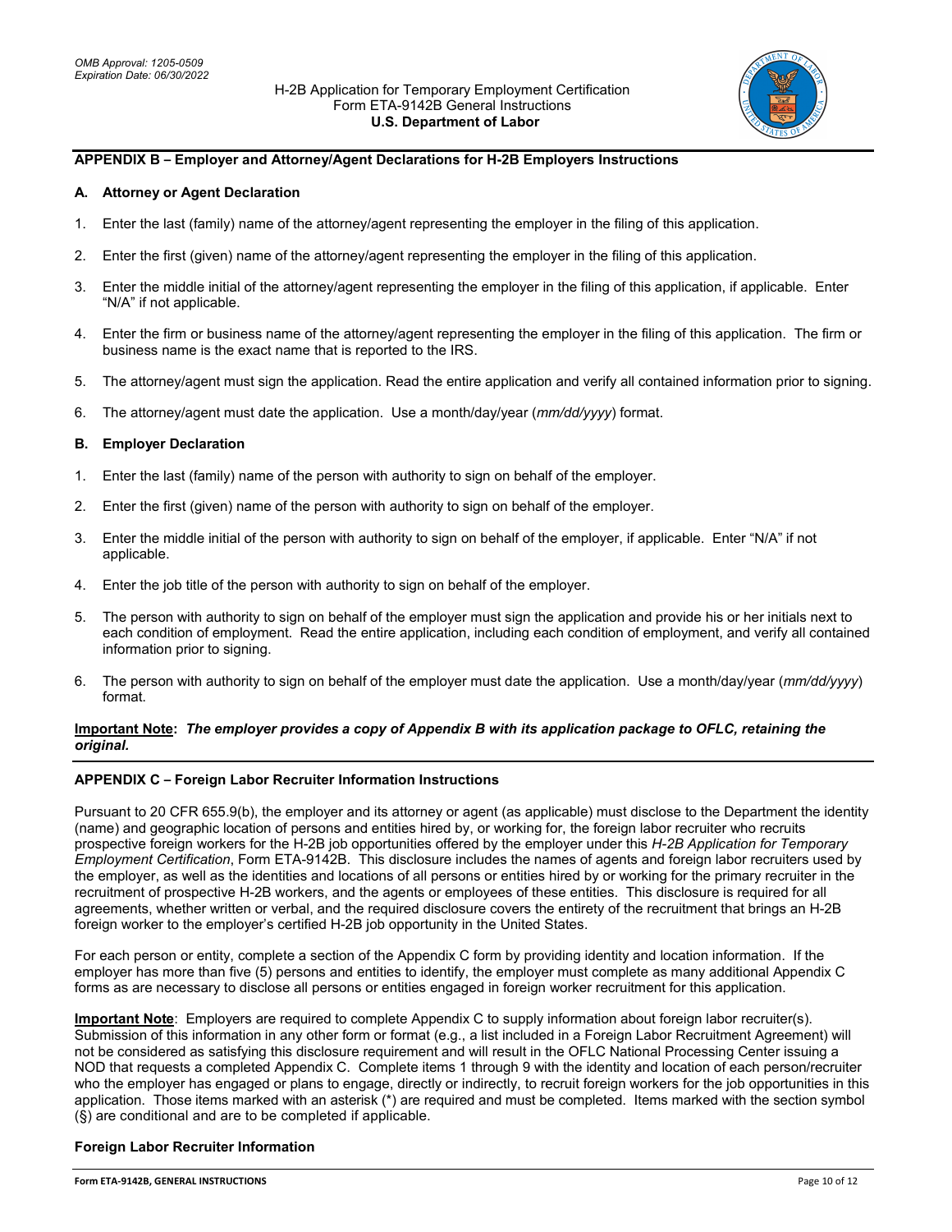## APPENDIX B – Employer and Attorney/Agent Declarations for H-2B Employers Instructions

### A. Attorney or Agent Declaration

1. Enter the last (family) name of the attorney/agent representing the employer in the filing of this application.
2. Enter the first (given) name of the attorney/agent representing the employer in the filing of this application.
3. Enter the middle initial of the attorney/agent representing the employer in the filing of this application, if applicable. Enter "N/A" if not applicable.
4. Enter the firm or business name of the attorney/agent representing the employer in the filing of this application. The firm or business name is the exact name that is reported to the IRS.
5. The attorney/agent must sign the application. Read the entire application and verify all contained information prior to signing.
6. The attorney/agent must date the application. Use a month/day/year (*mm/dd/yyyy*) format.

### B. Employer Declaration

1. Enter the last (family) name of the person with authority to sign on behalf of the employer.
2. Enter the first (given) name of the person with authority to sign on behalf of the employer.
3. Enter the middle initial of the person with authority to sign on behalf of the employer, if applicable. Enter "N/A" if not applicable.
4. Enter the job title of the person with authority to sign on behalf of the employer.
5. The person with authority to sign on behalf of the employer must sign the application and provide his or her initials next to each condition of employment. Read the entire application, including each condition of employment, and verify all contained information prior to signing.
6. The person with authority to sign on behalf of the employer must date the application. Use a month/day/year (*mm/dd/yyyy*) format.

**Important Note:** ***The employer provides a copy of Appendix B with its application package to OFLC, retaining the original.***

## APPENDIX C – Foreign Labor Recruiter Information Instructions

Pursuant to 20 CFR 655.9(b), the employer and its attorney or agent (as applicable) must disclose to the Department the identity (name) and geographic location of persons and entities hired by, or working for, the foreign labor recruiter who recruits prospective foreign workers for the H-2B job opportunities offered by the employer under this *H-2B Application for Temporary Employment Certification*, Form ETA-9142B. This disclosure includes the names of agents and foreign labor recruiters used by the employer, as well as the identities and locations of all persons or entities hired by or working for the primary recruiter in the recruitment of prospective H-2B workers, and the agents or employees of these entities. This disclosure is required for all agreements, whether written or verbal, and the required disclosure covers the entirety of the recruitment that brings an H-2B foreign worker to the employer's certified H-2B job opportunity in the United States.

For each person or entity, complete a section of the Appendix C form by providing identity and location information. If the employer has more than five (5) persons and entities to identify, the employer must complete as many additional Appendix C forms as are necessary to disclose all persons or entities engaged in foreign worker recruitment for this application.

**Important Note**: Employers are required to complete Appendix C to supply information about foreign labor recruiter(s). Submission of this information in any other form or format (e.g., a list included in a Foreign Labor Recruitment Agreement) will not be considered as satisfying this disclosure requirement and will result in the OFLC National Processing Center issuing a NOD that requests a completed Appendix C. Complete items 1 through 9 with the identity and location of each person/recruiter who the employer has engaged or plans to engage, directly or indirectly, to recruit foreign workers for the job opportunities in this application. Those items marked with an asterisk (*) are required and must be completed. Items marked with the section symbol (§) are conditional and are to be completed if applicable.

### Foreign Labor Recruiter Information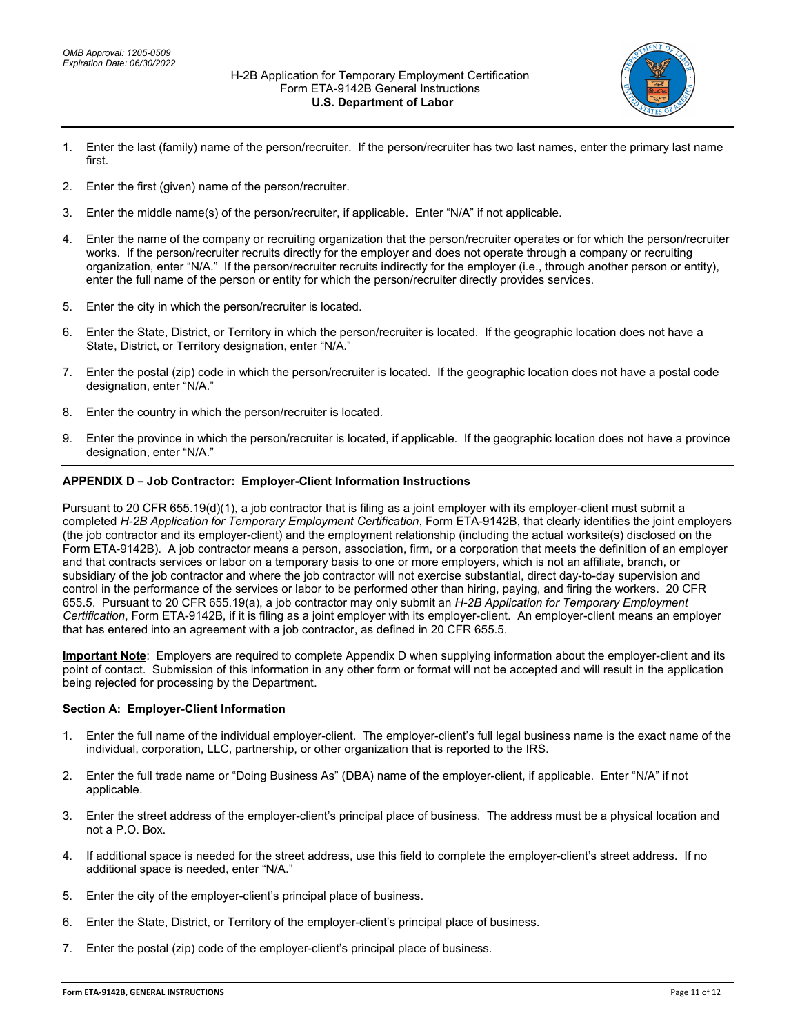1. Enter the last (family) name of the person/recruiter. If the person/recruiter has two last names, enter the primary last name first.

2. Enter the first (given) name of the person/recruiter.

3. Enter the middle name(s) of the person/recruiter, if applicable. Enter "N/A" if not applicable.

4. Enter the name of the company or recruiting organization that the person/recruiter operates or for which the person/recruiter works. If the person/recruiter recruits directly for the employer and does not operate through a company or recruiting organization, enter "N/A." If the person/recruiter recruits indirectly for the employer (i.e., through another person or entity), enter the full name of the person or entity for which the person/recruiter directly provides services.

5. Enter the city in which the person/recruiter is located.

6. Enter the State, District, or Territory in which the person/recruiter is located. If the geographic location does not have a State, District, or Territory designation, enter "N/A."

7. Enter the postal (zip) code in which the person/recruiter is located. If the geographic location does not have a postal code designation, enter "N/A."

8. Enter the country in which the person/recruiter is located.

9. Enter the province in which the person/recruiter is located, if applicable. If the geographic location does not have a province designation, enter "N/A."

## APPENDIX D – Job Contractor: Employer-Client Information Instructions

Pursuant to 20 CFR 655.19(d)(1), a job contractor that is filing as a joint employer with its employer-client must submit a completed *H-2B Application for Temporary Employment Certification*, Form ETA-9142B, that clearly identifies the joint employers (the job contractor and its employer-client) and the employment relationship (including the actual worksite(s) disclosed on the Form ETA-9142B). A job contractor means a person, association, firm, or a corporation that meets the definition of an employer and that contracts services or labor on a temporary basis to one or more employers, which is not an affiliate, branch, or subsidiary of the job contractor and where the job contractor will not exercise substantial, direct day-to-day supervision and control in the performance of the services or labor to be performed other than hiring, paying, and firing the workers. 20 CFR 655.5. Pursuant to 20 CFR 655.19(a), a job contractor may only submit an *H-2B Application for Temporary Employment Certification*, Form ETA-9142B, if it is filing as a joint employer with its employer-client. An employer-client means an employer that has entered into an agreement with a job contractor, as defined in 20 CFR 655.5.

**Important Note**: Employers are required to complete Appendix D when supplying information about the employer-client and its point of contact. Submission of this information in any other form or format will not be accepted and will result in the application being rejected for processing by the Department.

### Section A: Employer-Client Information

1. Enter the full name of the individual employer-client. The employer-client's full legal business name is the exact name of the individual, corporation, LLC, partnership, or other organization that is reported to the IRS.

2. Enter the full trade name or "Doing Business As" (DBA) name of the employer-client, if applicable. Enter "N/A" if not applicable.

3. Enter the street address of the employer-client's principal place of business. The address must be a physical location and not a P.O. Box.

4. If additional space is needed for the street address, use this field to complete the employer-client's street address. If no additional space is needed, enter "N/A."

5. Enter the city of the employer-client's principal place of business.

6. Enter the State, District, or Territory of the employer-client's principal place of business.

7. Enter the postal (zip) code of the employer-client's principal place of business.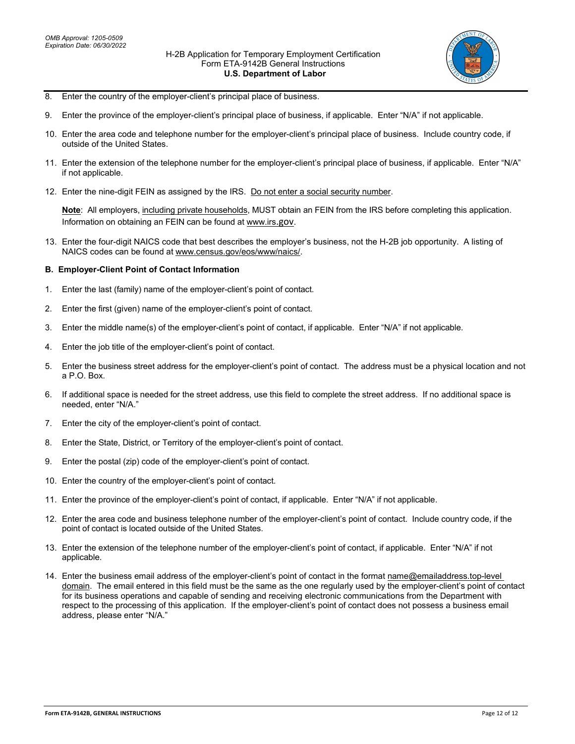8. Enter the country of the employer-client's principal place of business.

9. Enter the province of the employer-client's principal place of business, if applicable. Enter "N/A" if not applicable.

10. Enter the area code and telephone number for the employer-client's principal place of business. Include country code, if outside of the United States.

11. Enter the extension of the telephone number for the employer-client's principal place of business, if applicable. Enter "N/A" if not applicable.

12. Enter the nine-digit FEIN as assigned by the IRS. Do not enter a social security number.

    **Note**: All employers, including private households, MUST obtain an FEIN from the IRS before completing this application. Information on obtaining an FEIN can be found at www.irs.gov.

13. Enter the four-digit NAICS code that best describes the employer's business, not the H-2B job opportunity. A listing of NAICS codes can be found at www.census.gov/eos/www/naics/.

**B. Employer-Client Point of Contact Information**

1. Enter the last (family) name of the employer-client's point of contact.

2. Enter the first (given) name of the employer-client's point of contact.

3. Enter the middle name(s) of the employer-client's point of contact, if applicable. Enter "N/A" if not applicable.

4. Enter the job title of the employer-client's point of contact.

5. Enter the business street address for the employer-client's point of contact. The address must be a physical location and not a P.O. Box.

6. If additional space is needed for the street address, use this field to complete the street address. If no additional space is needed, enter "N/A."

7. Enter the city of the employer-client's point of contact.

8. Enter the State, District, or Territory of the employer-client's point of contact.

9. Enter the postal (zip) code of the employer-client's point of contact.

10. Enter the country of the employer-client's point of contact.

11. Enter the province of the employer-client's point of contact, if applicable. Enter "N/A" if not applicable.

12. Enter the area code and business telephone number of the employer-client's point of contact. Include country code, if the point of contact is located outside of the United States.

13. Enter the extension of the telephone number of the employer-client's point of contact, if applicable. Enter "N/A" if not applicable.

14. Enter the business email address of the employer-client's point of contact in the format name@emailaddress.top-level domain. The email entered in this field must be the same as the one regularly used by the employer-client's point of contact for its business operations and capable of sending and receiving electronic communications from the Department with respect to the processing of this application. If the employer-client's point of contact does not possess a business email address, please enter "N/A."